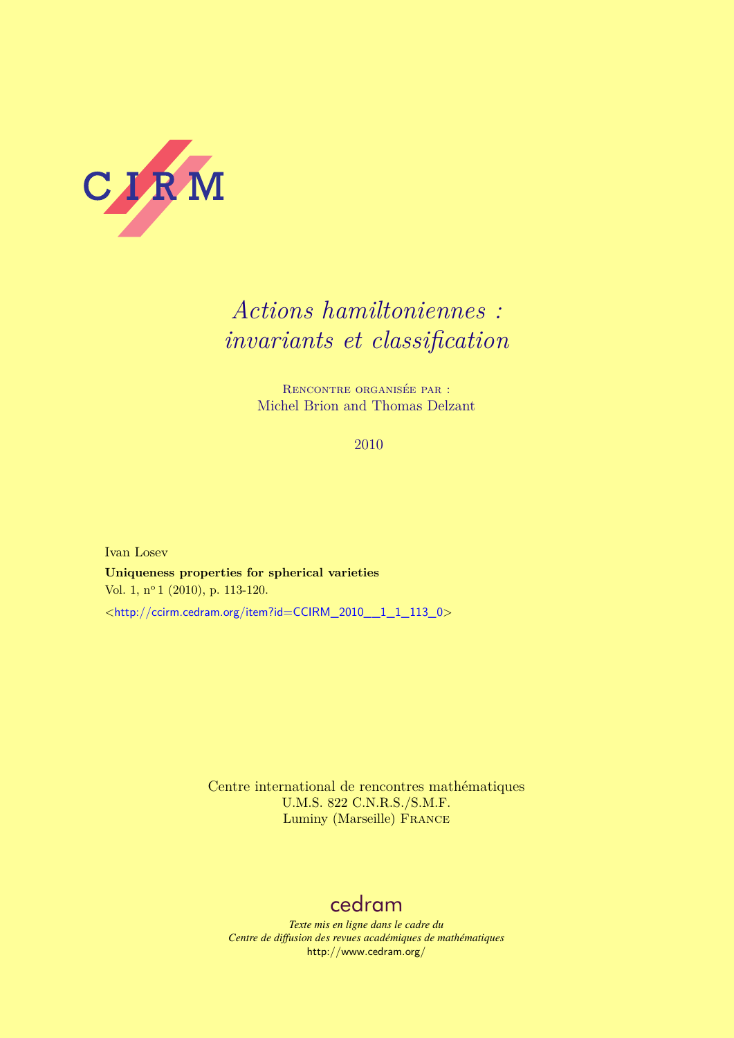CIRM

# *Actions hamiltoniennes : invariants et classification*

Rencontre organisée par :
Michel Brion and Thomas Delzant

2010

Ivan Losev

**Uniqueness properties for spherical varieties**

Vol. 1, n$^{o}$ 1 (2010), p. 113-120.

<http://ccirm.cedram.org/item?id=CCIRM_2010__1_1_113_0>

Centre international de rencontres mathématiques
U.M.S. 822 C.N.R.S./S.M.F.
Luminy (Marseille) France

cedram

*Texte mis en ligne dans le cadre du*
*Centre de diffusion des revues académiques de mathématiques*
http://www.cedram.org/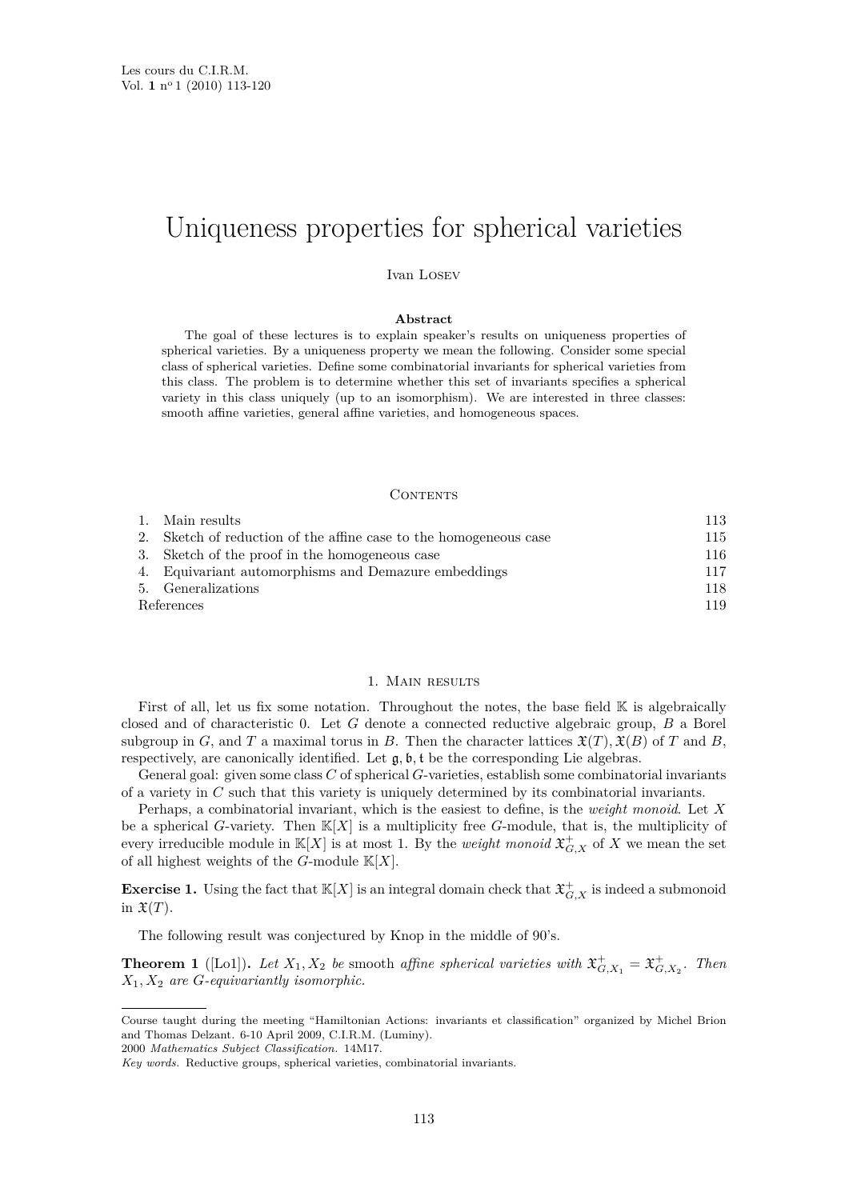# Uniqueness properties for spherical varieties

Ivan Losev

**Abstract**

The goal of these lectures is to explain speaker's results on uniqueness properties of spherical varieties. By a uniqueness property we mean the following. Consider some special class of spherical varieties. Define some combinatorial invariants for spherical varieties from this class. The problem is to determine whether this set of invariants specifies a spherical variety in this class uniquely (up to an isomorphism). We are interested in three classes: smooth affine varieties, general affine varieties, and homogeneous spaces.

Contents

| | |
|---|---|
| 1. Main results | 113 |
| 2. Sketch of reduction of the affine case to the homogeneous case | 115 |
| 3. Sketch of the proof in the homogeneous case | 116 |
| 4. Equivariant automorphisms and Demazure embeddings | 117 |
| 5. Generalizations | 118 |
| References | 119 |

## 1. Main results

First of all, let us fix some notation. Throughout the notes, the base field $\mathbb{K}$ is algebraically closed and of characteristic 0. Let $G$ denote a connected reductive algebraic group, $B$ a Borel subgroup in $G$, and $T$ a maximal torus in $B$. Then the character lattices $\mathfrak{X}(T), \mathfrak{X}(B)$ of $T$ and $B$, respectively, are canonically identified. Let $\mathfrak{g}, \mathfrak{b}, \mathfrak{t}$ be the corresponding Lie algebras.

General goal: given some class $C$ of spherical $G$-varieties, establish some combinatorial invariants of a variety in $C$ such that this variety is uniquely determined by its combinatorial invariants.

Perhaps, a combinatorial invariant, which is the easiest to define, is the *weight monoid*. Let $X$ be a spherical $G$-variety. Then $\mathbb{K}[X]$ is a multiplicity free $G$-module, that is, the multiplicity of every irreducible module in $\mathbb{K}[X]$ is at most 1. By the *weight monoid* $\mathfrak{X}^+_{G,X}$ of $X$ we mean the set of all highest weights of the $G$-module $\mathbb{K}[X]$.

**Exercise 1.** Using the fact that $\mathbb{K}[X]$ is an integral domain check that $\mathfrak{X}^+_{G,X}$ is indeed a submonoid in $\mathfrak{X}(T)$.

The following result was conjectured by Knop in the middle of 90's.

**Theorem 1** ([Lo1])**.** *Let $X_1, X_2$ be* smooth *affine spherical varieties with $\mathfrak{X}^+_{G,X_1} = \mathfrak{X}^+_{G,X_2}$. Then $X_1, X_2$ are $G$-equivariantly isomorphic.*

---

Course taught during the meeting "Hamiltonian Actions: invariants et classification" organized by Michel Brion and Thomas Delzant. 6-10 April 2009, C.I.R.M. (Luminy).

2000 *Mathematics Subject Classification.* 14M17.

*Key words.* Reductive groups, spherical varieties, combinatorial invariants.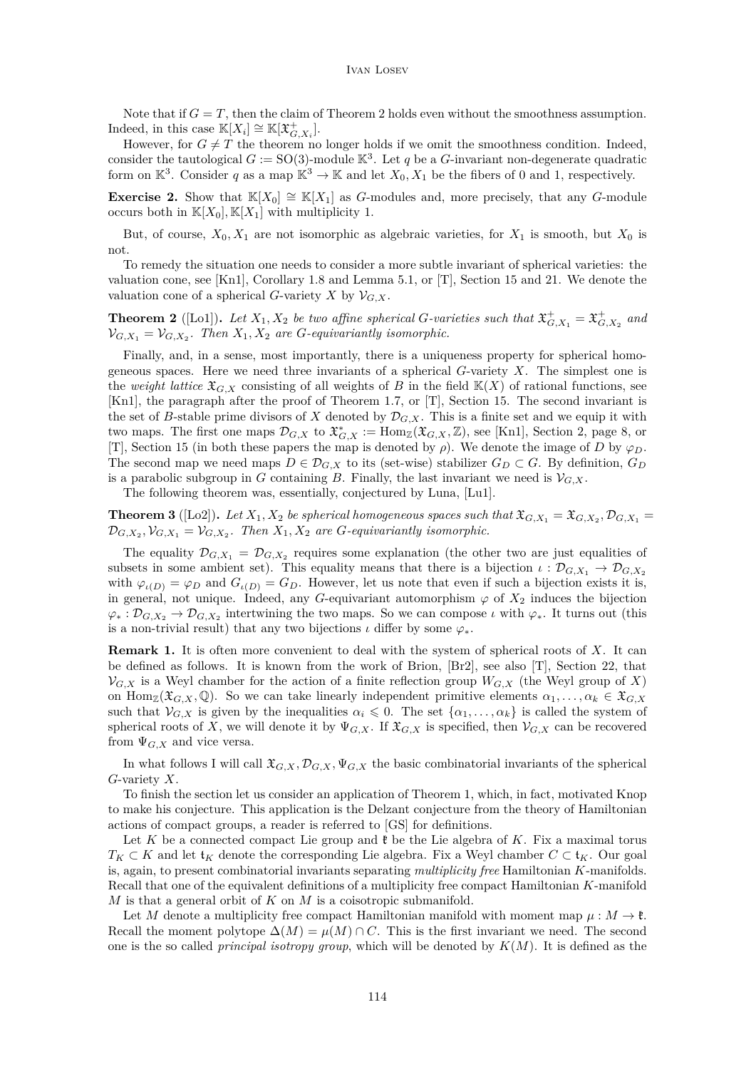Note that if $G = T$, then the claim of Theorem 2 holds even without the smoothness assumption. Indeed, in this case $\mathbb{K}[X_i] \cong \mathbb{K}[\mathfrak{X}^+_{G,X_i}]$.

However, for $G \neq T$ the theorem no longer holds if we omit the smoothness condition. Indeed, consider the tautological $G := \mathrm{SO}(3)$-module $\mathbb{K}^3$. Let $q$ be a $G$-invariant non-degenerate quadratic form on $\mathbb{K}^3$. Consider $q$ as a map $\mathbb{K}^3 \to \mathbb{K}$ and let $X_0, X_1$ be the fibers of 0 and 1, respectively.

**Exercise 2.** Show that $\mathbb{K}[X_0] \cong \mathbb{K}[X_1]$ as $G$-modules and, more precisely, that any $G$-module occurs both in $\mathbb{K}[X_0], \mathbb{K}[X_1]$ with multiplicity 1.

But, of course, $X_0, X_1$ are not isomorphic as algebraic varieties, for $X_1$ is smooth, but $X_0$ is not.

To remedy the situation one needs to consider a more subtle invariant of spherical varieties: the valuation cone, see [Kn1], Corollary 1.8 and Lemma 5.1, or [T], Section 15 and 21. We denote the valuation cone of a spherical $G$-variety $X$ by $\mathcal{V}_{G,X}$.

**Theorem 2** ([Lo1])**.** *Let $X_1, X_2$ be two affine spherical $G$-varieties such that $\mathfrak{X}^+_{G,X_1} = \mathfrak{X}^+_{G,X_2}$ and $\mathcal{V}_{G,X_1} = \mathcal{V}_{G,X_2}$. Then $X_1, X_2$ are $G$-equivariantly isomorphic.*

Finally, and, in a sense, most importantly, there is a uniqueness property for spherical homogeneous spaces. Here we need three invariants of a spherical $G$-variety $X$. The simplest one is the *weight lattice* $\mathfrak{X}_{G,X}$ consisting of all weights of $B$ in the field $\mathbb{K}(X)$ of rational functions, see [Kn1], the paragraph after the proof of Theorem 1.7, or [T], Section 15. The second invariant is the set of $B$-stable prime divisors of $X$ denoted by $\mathcal{D}_{G,X}$. This is a finite set and we equip it with two maps. The first one maps $\mathcal{D}_{G,X}$ to $\mathfrak{X}^*_{G,X} := \mathrm{Hom}_{\mathbb{Z}}(\mathfrak{X}_{G,X}, \mathbb{Z})$, see [Kn1], Section 2, page 8, or [T], Section 15 (in both these papers the map is denoted by $\rho$). We denote the image of $D$ by $\varphi_D$. The second map we need maps $D \in \mathcal{D}_{G,X}$ to its (set-wise) stabilizer $G_D \subset G$. By definition, $G_D$ is a parabolic subgroup in $G$ containing $B$. Finally, the last invariant we need is $\mathcal{V}_{G,X}$.

The following theorem was, essentially, conjectured by Luna, [Lu1].

**Theorem 3** ([Lo2])**.** *Let $X_1, X_2$ be spherical homogeneous spaces such that $\mathfrak{X}_{G,X_1} = \mathfrak{X}_{G,X_2}, \mathcal{D}_{G,X_1} = \mathcal{D}_{G,X_2}, \mathcal{V}_{G,X_1} = \mathcal{V}_{G,X_2}$. Then $X_1, X_2$ are $G$-equivariantly isomorphic.*

The equality $\mathcal{D}_{G,X_1} = \mathcal{D}_{G,X_2}$ requires some explanation (the other two are just equalities of subsets in some ambient set). This equality means that there is a bijection $\iota : \mathcal{D}_{G,X_1} \to \mathcal{D}_{G,X_2}$ with $\varphi_{\iota(D)} = \varphi_D$ and $G_{\iota(D)} = G_D$. However, let us note that even if such a bijection exists it is, in general, not unique. Indeed, any $G$-equivariant automorphism $\varphi$ of $X_2$ induces the bijection $\varphi_* : \mathcal{D}_{G,X_2} \to \mathcal{D}_{G,X_2}$ intertwining the two maps. So we can compose $\iota$ with $\varphi_*$. It turns out (this is a non-trivial result) that any two bijections $\iota$ differ by some $\varphi_*$.

**Remark 1.** It is often more convenient to deal with the system of spherical roots of $X$. It can be defined as follows. It is known from the work of Brion, [Br2], see also [T], Section 22, that $\mathcal{V}_{G,X}$ is a Weyl chamber for the action of a finite reflection group $W_{G,X}$ (the Weyl group of $X$) on $\mathrm{Hom}_{\mathbb{Z}}(\mathfrak{X}_{G,X}, \mathbb{Q})$. So we can take linearly independent primitive elements $\alpha_1, \ldots, \alpha_k \in \mathfrak{X}_{G,X}$ such that $\mathcal{V}_{G,X}$ is given by the inequalities $\alpha_i \leqslant 0$. The set $\{\alpha_1, \ldots, \alpha_k\}$ is called the system of spherical roots of $X$, we will denote it by $\Psi_{G,X}$. If $\mathfrak{X}_{G,X}$ is specified, then $\mathcal{V}_{G,X}$ can be recovered from $\Psi_{G,X}$ and vice versa.

In what follows I will call $\mathfrak{X}_{G,X}, \mathcal{D}_{G,X}, \Psi_{G,X}$ the basic combinatorial invariants of the spherical $G$-variety $X$.

To finish the section let us consider an application of Theorem 1, which, in fact, motivated Knop to make his conjecture. This application is the Delzant conjecture from the theory of Hamiltonian actions of compact groups, a reader is referred to [GS] for definitions.

Let $K$ be a connected compact Lie group and $\mathfrak{k}$ be the Lie algebra of $K$. Fix a maximal torus $T_K \subset K$ and let $\mathfrak{t}_K$ denote the corresponding Lie algebra. Fix a Weyl chamber $C \subset \mathfrak{t}_K$. Our goal is, again, to present combinatorial invariants separating *multiplicity free* Hamiltonian $K$-manifolds. Recall that one of the equivalent definitions of a multiplicity free compact Hamiltonian $K$-manifold $M$ is that a general orbit of $K$ on $M$ is a coisotropic submanifold.

Let $M$ denote a multiplicity free compact Hamiltonian manifold with moment map $\mu : M \to \mathfrak{k}$. Recall the moment polytope $\Delta(M) = \mu(M) \cap C$. This is the first invariant we need. The second one is the so called *principal isotropy group*, which will be denoted by $K(M)$. It is defined as the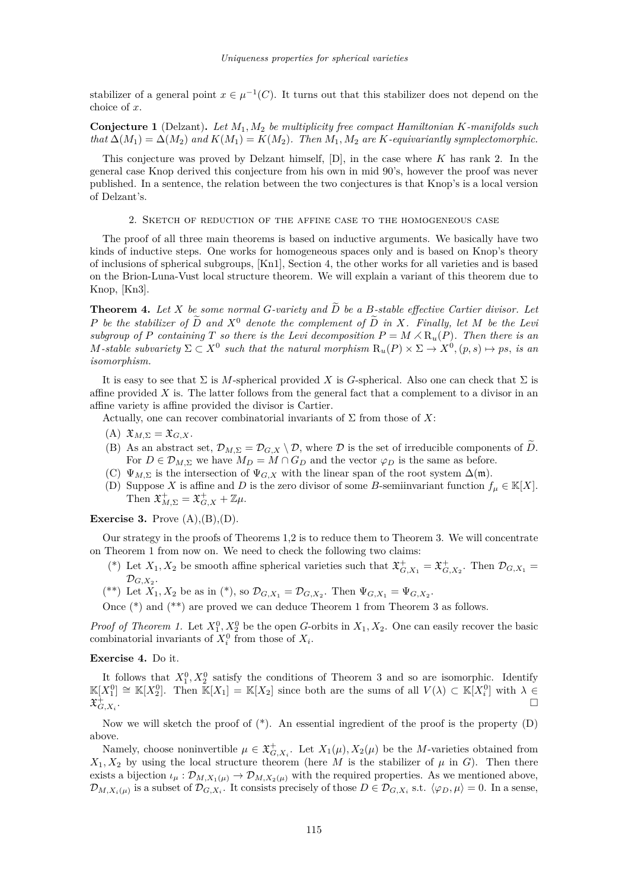stabilizer of a general point $x \in \mu^{-1}(C)$. It turns out that this stabilizer does not depend on the choice of $x$.

**Conjecture 1** (Delzant)**.** *Let $M_1, M_2$ be multiplicity free compact Hamiltonian $K$-manifolds such that $\Delta(M_1) = \Delta(M_2)$ and $K(M_1) = K(M_2)$. Then $M_1, M_2$ are $K$-equivariantly symplectomorphic.*

This conjecture was proved by Delzant himself, [D], in the case where $K$ has rank 2. In the general case Knop derived this conjecture from his own in mid 90's, however the proof was never published. In a sentence, the relation between the two conjectures is that Knop's is a local version of Delzant's.

## 2. Sketch of reduction of the affine case to the homogeneous case

The proof of all three main theorems is based on inductive arguments. We basically have two kinds of inductive steps. One works for homogeneous spaces only and is based on Knop's theory of inclusions of spherical subgroups, [Kn1], Section 4, the other works for all varieties and is based on the Brion-Luna-Vust local structure theorem. We will explain a variant of this theorem due to Knop, [Kn3].

**Theorem 4.** *Let $X$ be some normal $G$-variety and $\widetilde{D}$ be a $B$-stable effective Cartier divisor. Let $P$ be the stabilizer of $\widetilde{D}$ and $X^0$ denote the complement of $\widetilde{D}$ in $X$. Finally, let $M$ be the Levi subgroup of $P$ containing $T$ so there is the Levi decomposition $P = M \leftthreetimes \mathrm{R}_u(P)$. Then there is an $M$-stable subvariety $\Sigma \subset X^0$ such that the natural morphism $\mathrm{R}_u(P) \times \Sigma \to X^0, (p, s) \mapsto ps$, is an isomorphism.*

It is easy to see that $\Sigma$ is $M$-spherical provided $X$ is $G$-spherical. Also one can check that $\Sigma$ is affine provided $X$ is. The latter follows from the general fact that a complement to a divisor in an affine variety is affine provided the divisor is Cartier.

Actually, one can recover combinatorial invariants of $\Sigma$ from those of $X$:

- (A) $\mathfrak{X}_{M,\Sigma} = \mathfrak{X}_{G,X}$.
- (B) As an abstract set, $\mathcal{D}_{M,\Sigma} = \mathcal{D}_{G,X} \setminus \mathcal{D}$, where $\mathcal{D}$ is the set of irreducible components of $\widetilde{D}$. For $D \in \mathcal{D}_{M,\Sigma}$ we have $M_D = M \cap G_D$ and the vector $\varphi_D$ is the same as before.
- (C) $\Psi_{M,\Sigma}$ is the intersection of $\Psi_{G,X}$ with the linear span of the root system $\Delta(\mathfrak{m})$.
- (D) Suppose $X$ is affine and $D$ is the zero divisor of some $B$-semiinvariant function $f_\mu \in \mathbb{K}[X]$. Then $\mathfrak{X}^+_{M,\Sigma} = \mathfrak{X}^+_{G,X} + \mathbb{Z}\mu$.

**Exercise 3.** Prove (A),(B),(D).

Our strategy in the proofs of Theorems 1,2 is to reduce them to Theorem 3. We will concentrate on Theorem 1 from now on. We need to check the following two claims:

- (\*) Let $X_1, X_2$ be smooth affine spherical varieties such that $\mathfrak{X}^+_{G,X_1} = \mathfrak{X}^+_{G,X_2}$. Then $\mathcal{D}_{G,X_1} = \mathcal{D}_{G,X_2}$.
- (\*\*) Let $X_1, X_2$ be as in (\*), so $\mathcal{D}_{G,X_1} = \mathcal{D}_{G,X_2}$. Then $\Psi_{G,X_1} = \Psi_{G,X_2}$.

Once (\*) and (\*\*) are proved we can deduce Theorem 1 from Theorem 3 as follows.

*Proof of Theorem 1.* Let $X_1^0, X_2^0$ be the open $G$-orbits in $X_1, X_2$. One can easily recover the basic combinatorial invariants of $X_i^0$ from those of $X_i$.

**Exercise 4.** Do it.

It follows that $X_1^0, X_2^0$ satisfy the conditions of Theorem 3 and so are isomorphic. Identify $\mathbb{K}[X_1^0] \cong \mathbb{K}[X_2^0]$. Then $\mathbb{K}[X_1] = \mathbb{K}[X_2]$ since both are the sums of all $V(\lambda) \subset \mathbb{K}[X_i^0]$ with $\lambda \in \mathfrak{X}^+_{G,X_i}$. $\square$

Now we will sketch the proof of (\*). An essential ingredient of the proof is the property (D) above.

Namely, choose noninvertible $\mu \in \mathfrak{X}^+_{G,X_i}$. Let $X_1(\mu), X_2(\mu)$ be the $M$-varieties obtained from $X_1, X_2$ by using the local structure theorem (here $M$ is the stabilizer of $\mu$ in $G$). Then there exists a bijection $\iota_\mu : \mathcal{D}_{M,X_1(\mu)} \to \mathcal{D}_{M,X_2(\mu)}$ with the required properties. As we mentioned above, $\mathcal{D}_{M,X_i(\mu)}$ is a subset of $\mathcal{D}_{G,X_i}$. It consists precisely of those $D \in \mathcal{D}_{G,X_i}$ s.t. $\langle \varphi_D, \mu \rangle = 0$. In a sense,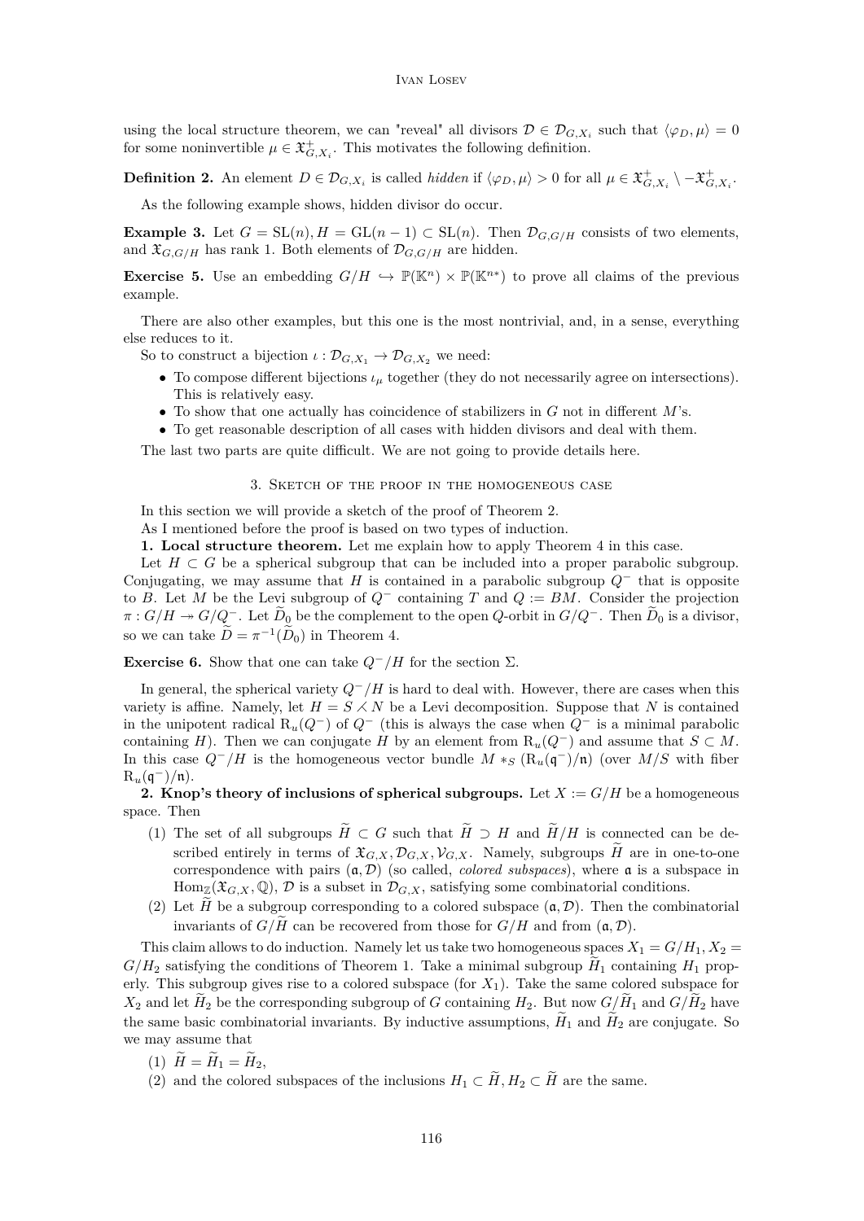using the local structure theorem, we can "reveal" all divisors $\mathcal{D} \in \mathcal{D}_{G,X_i}$ such that $\langle \varphi_D, \mu\rangle = 0$ for some noninvertible $\mu \in \mathfrak{X}^+_{G,X_i}$. This motivates the following definition.

**Definition 2.** An element $D \in \mathcal{D}_{G,X_i}$ is called *hidden* if $\langle \varphi_D, \mu\rangle > 0$ for all $\mu \in \mathfrak{X}^+_{G,X_i} \setminus -\mathfrak{X}^+_{G,X_i}$.

As the following example shows, hidden divisor do occur.

**Example 3.** Let $G = \mathrm{SL}(n), H = \mathrm{GL}(n-1) \subset \mathrm{SL}(n)$. Then $\mathcal{D}_{G,G/H}$ consists of two elements, and $\mathfrak{X}_{G,G/H}$ has rank 1. Both elements of $\mathcal{D}_{G,G/H}$ are hidden.

**Exercise 5.** Use an embedding $G/H \hookrightarrow \mathbb{P}(\mathbb{K}^n) \times \mathbb{P}(\mathbb{K}^{n*})$ to prove all claims of the previous example.

There are also other examples, but this one is the most nontrivial, and, in a sense, everything else reduces to it.

So to construct a bijection $\iota : \mathcal{D}_{G,X_1} \to \mathcal{D}_{G,X_2}$ we need:

- To compose different bijections $\iota_\mu$ together (they do not necessarily agree on intersections). This is relatively easy.
- To show that one actually has coincidence of stabilizers in $G$ not in different $M$'s.
- To get reasonable description of all cases with hidden divisors and deal with them.

The last two parts are quite difficult. We are not going to provide details here.

## 3. Sketch of the proof in the homogeneous case

In this section we will provide a sketch of the proof of Theorem 2.

As I mentioned before the proof is based on two types of induction.

**1. Local structure theorem.** Let me explain how to apply Theorem 4 in this case.

Let $H \subset G$ be a spherical subgroup that can be included into a proper parabolic subgroup. Conjugating, we may assume that $H$ is contained in a parabolic subgroup $Q^-$ that is opposite to $B$. Let $M$ be the Levi subgroup of $Q^-$ containing $T$ and $Q := BM$. Consider the projection $\pi : G/H \twoheadrightarrow G/Q^-$. Let $\widetilde{D}_0$ be the complement to the open $Q$-orbit in $G/Q^-$. Then $\widetilde{D}_0$ is a divisor, so we can take $\widetilde{D} = \pi^{-1}(\widetilde{D}_0)$ in Theorem 4.

**Exercise 6.** Show that one can take $Q^-/H$ for the section $\Sigma$.

In general, the spherical variety $Q^-/H$ is hard to deal with. However, there are cases when this variety is affine. Namely, let $H = S \leftthreetimes N$ be a Levi decomposition. Suppose that $N$ is contained in the unipotent radical $\mathrm{R}_u(Q^-)$ of $Q^-$ (this is always the case when $Q^-$ is a minimal parabolic containing $H$). Then we can conjugate $H$ by an element from $\mathrm{R}_u(Q^-)$ and assume that $S \subset M$. In this case $Q^-/H$ is the homogeneous vector bundle $M *_S (\mathrm{R}_u(\mathfrak{q}^-)/\mathfrak{n})$ (over $M/S$ with fiber $\mathrm{R}_u(\mathfrak{q}^-)/\mathfrak{n}$).

**2. Knop's theory of inclusions of spherical subgroups.** Let $X := G/H$ be a homogeneous space. Then

1. The set of all subgroups $\widetilde{H} \subset G$ such that $\widetilde{H} \supset H$ and $\widetilde{H}/H$ is connected can be described entirely in terms of $\mathfrak{X}_{G,X}, \mathcal{D}_{G,X}, \mathcal{V}_{G,X}$. Namely, subgroups $\widetilde{H}$ are in one-to-one correspondence with pairs $(\mathfrak{a}, \mathcal{D})$ (so called, *colored subspaces*), where $\mathfrak{a}$ is a subspace in $\mathrm{Hom}_{\mathbb{Z}}(\mathfrak{X}_{G,X}, \mathbb{Q})$, $\mathcal{D}$ is a subset in $\mathcal{D}_{G,X}$, satisfying some combinatorial conditions.
2. Let $\widetilde{H}$ be a subgroup corresponding to a colored subspace $(\mathfrak{a}, \mathcal{D})$. Then the combinatorial invariants of $G/\widetilde{H}$ can be recovered from those for $G/H$ and from $(\mathfrak{a}, \mathcal{D})$.

This claim allows to do induction. Namely let us take two homogeneous spaces $X_1 = G/H_1, X_2 = G/H_2$ satisfying the conditions of Theorem 1. Take a minimal subgroup $\widetilde{H}_1$ containing $H_1$ properly. This subgroup gives rise to a colored subspace (for $X_1$). Take the same colored subspace for $X_2$ and let $\widetilde{H}_2$ be the corresponding subgroup of $G$ containing $H_2$. But now $G/\widetilde{H}_1$ and $G/\widetilde{H}_2$ have the same basic combinatorial invariants. By inductive assumptions, $\widetilde{H}_1$ and $\widetilde{H}_2$ are conjugate. So we may assume that

1. $\widetilde{H} = \widetilde{H}_1 = \widetilde{H}_2$,
2. and the colored subspaces of the inclusions $H_1 \subset \widetilde{H}, H_2 \subset \widetilde{H}$ are the same.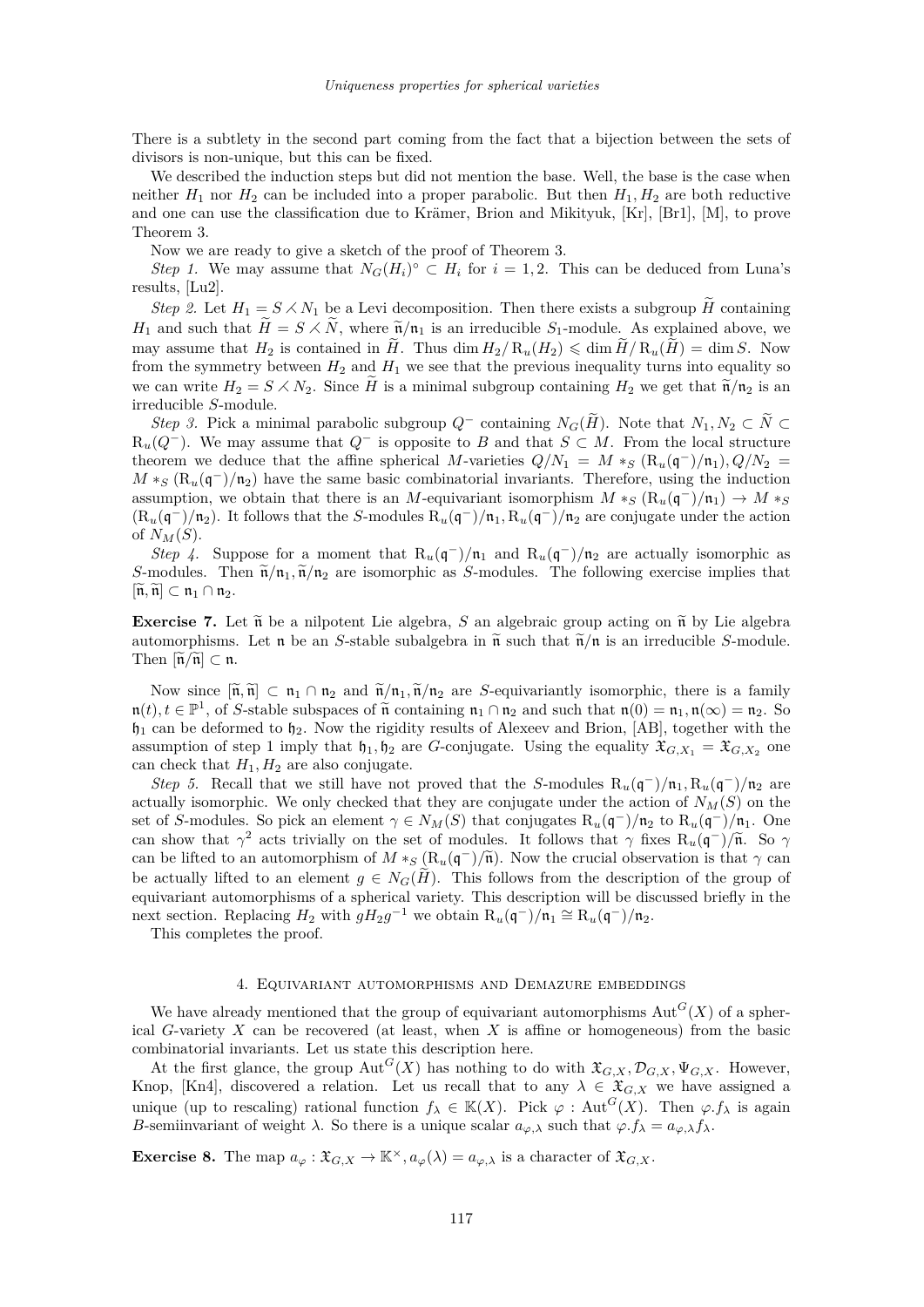There is a subtlety in the second part coming from the fact that a bijection between the sets of divisors is non-unique, but this can be fixed.

We described the induction steps but did not mention the base. Well, the base is the case when neither $H_1$ nor $H_2$ can be included into a proper parabolic. But then $H_1, H_2$ are both reductive and one can use the classification due to Krämer, Brion and Mikityuk, [Kr], [Br1], [M], to prove Theorem 3.

Now we are ready to give a sketch of the proof of Theorem 3.

*Step 1.* We may assume that $N_G(H_i)^\circ \subset H_i$ for $i = 1, 2$. This can be deduced from Luna's results, [Lu2].

*Step 2.* Let $H_1 = S \leftthreetimes N_1$ be a Levi decomposition. Then there exists a subgroup $\widetilde{H}$ containing $H_1$ and such that $\widetilde{H} = S \leftthreetimes \widetilde{N}$, where $\widetilde{\mathfrak{n}}/\mathfrak{n}_1$ is an irreducible $S_1$-module. As explained above, we may assume that $H_2$ is contained in $\widetilde{H}$. Thus $\dim H_2/\mathrm{R}_u(H_2) \leqslant \dim \widetilde{H}/\mathrm{R}_u(\widetilde{H}) = \dim S$. Now from the symmetry between $H_2$ and $H_1$ we see that the previous inequality turns into equality so we can write $H_2 = S \leftthreetimes N_2$. Since $\widetilde{H}$ is a minimal subgroup containing $H_2$ we get that $\widetilde{\mathfrak{n}}/\mathfrak{n}_2$ is an irreducible $S$-module.

*Step 3.* Pick a minimal parabolic subgroup $Q^-$ containing $N_G(\widetilde{H})$. Note that $N_1, N_2 \subset \widetilde{N} \subset \mathrm{R}_u(Q^-)$. We may assume that $Q^-$ is opposite to $B$ and that $S \subset M$. From the local structure theorem we deduce that the affine spherical $M$-varieties $Q/N_1 = M *_S (\mathrm{R}_u(\mathfrak{q}^-)/\mathfrak{n}_1), Q/N_2 = M *_S (\mathrm{R}_u(\mathfrak{q}^-)/\mathfrak{n}_2)$ have the same basic combinatorial invariants. Therefore, using the induction assumption, we obtain that there is an $M$-equivariant isomorphism $M *_S (\mathrm{R}_u(\mathfrak{q}^-)/\mathfrak{n}_1) \to M *_S (\mathrm{R}_u(\mathfrak{q}^-)/\mathfrak{n}_2)$. It follows that the $S$-modules $\mathrm{R}_u(\mathfrak{q}^-)/\mathfrak{n}_1, \mathrm{R}_u(\mathfrak{q}^-)/\mathfrak{n}_2$ are conjugate under the action of $N_M(S)$.

*Step 4.* Suppose for a moment that $\mathrm{R}_u(\mathfrak{q}^-)/\mathfrak{n}_1$ and $\mathrm{R}_u(\mathfrak{q}^-)/\mathfrak{n}_2$ are actually isomorphic as $S$-modules. Then $\widetilde{\mathfrak{n}}/\mathfrak{n}_1, \widetilde{\mathfrak{n}}/\mathfrak{n}_2$ are isomorphic as $S$-modules. The following exercise implies that $[\widetilde{\mathfrak{n}}, \widetilde{\mathfrak{n}}] \subset \mathfrak{n}_1 \cap \mathfrak{n}_2$.

**Exercise 7.** Let $\widetilde{\mathfrak{n}}$ be a nilpotent Lie algebra, $S$ an algebraic group acting on $\widetilde{\mathfrak{n}}$ by Lie algebra automorphisms. Let $\mathfrak{n}$ be an $S$-stable subalgebra in $\widetilde{\mathfrak{n}}$ such that $\widetilde{\mathfrak{n}}/\mathfrak{n}$ is an irreducible $S$-module. Then $[\widetilde{\mathfrak{n}}/\widetilde{\mathfrak{n}}] \subset \mathfrak{n}$.

Now since $[\widetilde{\mathfrak{n}}, \widetilde{\mathfrak{n}}] \subset \mathfrak{n}_1 \cap \mathfrak{n}_2$ and $\widetilde{\mathfrak{n}}/\mathfrak{n}_1, \widetilde{\mathfrak{n}}/\mathfrak{n}_2$ are $S$-equivariantly isomorphic, there is a family $\mathfrak{n}(t), t \in \mathbb{P}^1$, of $S$-stable subspaces of $\widetilde{\mathfrak{n}}$ containing $\mathfrak{n}_1 \cap \mathfrak{n}_2$ and such that $\mathfrak{n}(0) = \mathfrak{n}_1, \mathfrak{n}(\infty) = \mathfrak{n}_2$. So $\mathfrak{h}_1$ can be deformed to $\mathfrak{h}_2$. Now the rigidity results of Alexeev and Brion, [AB], together with the assumption of step 1 imply that $\mathfrak{h}_1, \mathfrak{h}_2$ are $G$-conjugate. Using the equality $\mathfrak{X}_{G,X_1} = \mathfrak{X}_{G,X_2}$ one can check that $H_1, H_2$ are also conjugate.

*Step 5.* Recall that we still have not proved that the $S$-modules $\mathrm{R}_u(\mathfrak{q}^-)/\mathfrak{n}_1, \mathrm{R}_u(\mathfrak{q}^-)/\mathfrak{n}_2$ are actually isomorphic. We only checked that they are conjugate under the action of $N_M(S)$ on the set of $S$-modules. So pick an element $\gamma \in N_M(S)$ that conjugates $\mathrm{R}_u(\mathfrak{q}^-)/\mathfrak{n}_2$ to $\mathrm{R}_u(\mathfrak{q}^-)/\mathfrak{n}_1$. One can show that $\gamma^2$ acts trivially on the set of modules. It follows that $\gamma$ fixes $\mathrm{R}_u(\mathfrak{q}^-)/\widetilde{\mathfrak{n}}$. So $\gamma$ can be lifted to an automorphism of $M *_S (\mathrm{R}_u(\mathfrak{q}^-)/\widetilde{\mathfrak{n}})$. Now the crucial observation is that $\gamma$ can be actually lifted to an element $g \in N_G(\widetilde{H})$. This follows from the description of the group of equivariant automorphisms of a spherical variety. This description will be discussed briefly in the next section. Replacing $H_2$ with $gH_2g^{-1}$ we obtain $\mathrm{R}_u(\mathfrak{q}^-)/\mathfrak{n}_1 \cong \mathrm{R}_u(\mathfrak{q}^-)/\mathfrak{n}_2$.

This completes the proof.

## 4. Equivariant automorphisms and Demazure embeddings

We have already mentioned that the group of equivariant automorphisms $\mathrm{Aut}^G(X)$ of a spherical $G$-variety $X$ can be recovered (at least, when $X$ is affine or homogeneous) from the basic combinatorial invariants. Let us state this description here.

At the first glance, the group $\mathrm{Aut}^G(X)$ has nothing to do with $\mathfrak{X}_{G,X}, \mathcal{D}_{G,X}, \Psi_{G,X}$. However, Knop, [Kn4], discovered a relation. Let us recall that to any $\lambda \in \mathfrak{X}_{G,X}$ we have assigned a unique (up to rescaling) rational function $f_\lambda \in \mathbb{K}(X)$. Pick $\varphi : \mathrm{Aut}^G(X)$. Then $\varphi.f_\lambda$ is again $B$-semiinvariant of weight $\lambda$. So there is a unique scalar $a_{\varphi,\lambda}$ such that $\varphi.f_\lambda = a_{\varphi,\lambda} f_\lambda$.

**Exercise 8.** The map $a_\varphi : \mathfrak{X}_{G,X} \to \mathbb{K}^\times, a_\varphi(\lambda) = a_{\varphi,\lambda}$ is a character of $\mathfrak{X}_{G,X}$.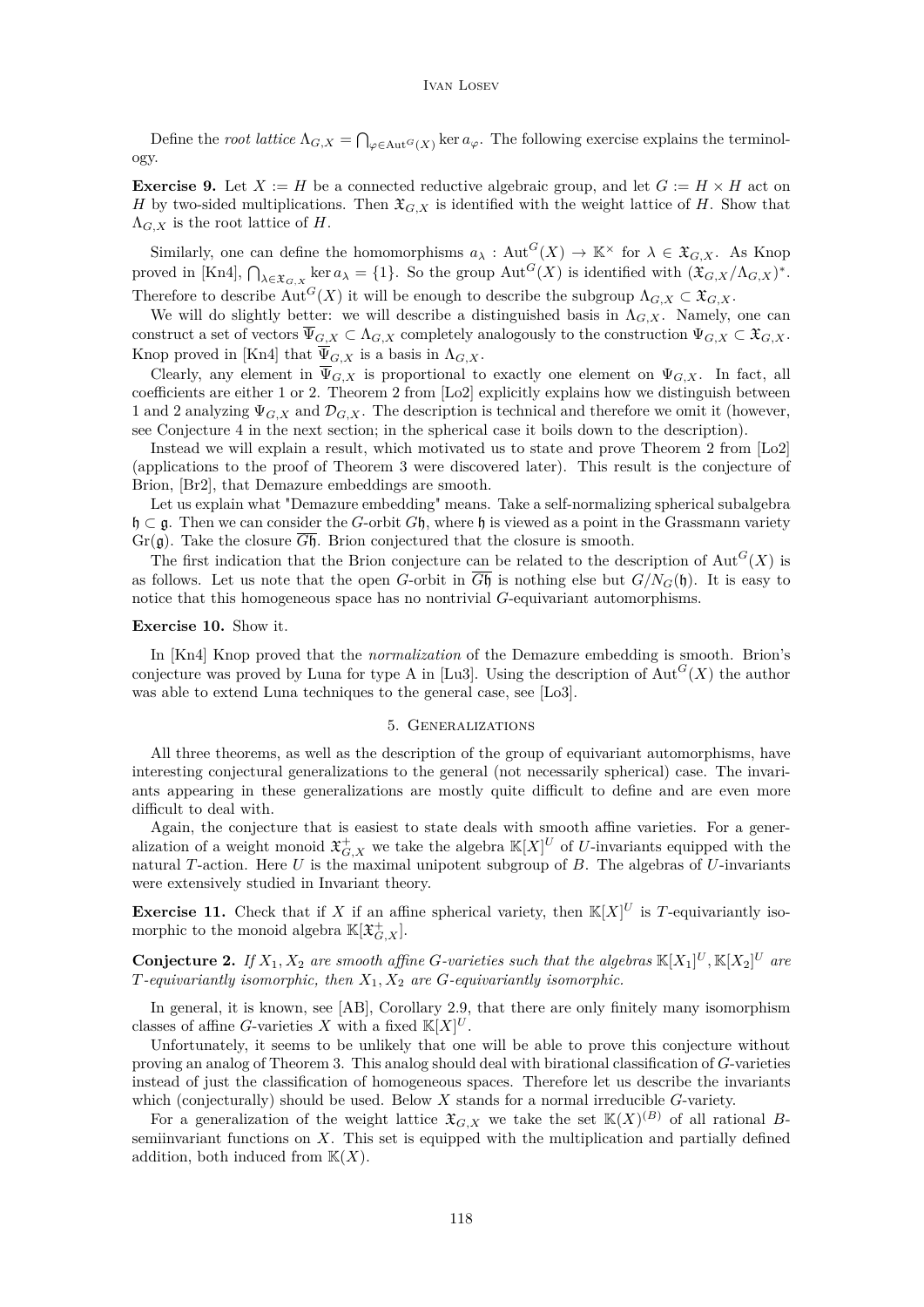Define the *root lattice* $\Lambda_{G,X} = \bigcap_{\varphi \in \mathrm{Aut}^G(X)} \ker a_\varphi$. The following exercise explains the terminology.

**Exercise 9.** Let $X := H$ be a connected reductive algebraic group, and let $G := H \times H$ act on $H$ by two-sided multiplications. Then $\mathfrak{X}_{G,X}$ is identified with the weight lattice of $H$. Show that $\Lambda_{G,X}$ is the root lattice of $H$.

Similarly, one can define the homomorphisms $a_\lambda : \mathrm{Aut}^G(X) \to \mathbb{K}^\times$ for $\lambda \in \mathfrak{X}_{G,X}$. As Knop proved in [Kn4], $\bigcap_{\lambda \in \mathfrak{X}_{G,X}} \ker a_\lambda = \{1\}$. So the group $\mathrm{Aut}^G(X)$ is identified with $(\mathfrak{X}_{G,X}/\Lambda_{G,X})^*$. Therefore to describe $\mathrm{Aut}^G(X)$ it will be enough to describe the subgroup $\Lambda_{G,X} \subset \mathfrak{X}_{G,X}$.

We will do slightly better: we will describe a distinguished basis in $\Lambda_{G,X}$. Namely, one can construct a set of vectors $\overline{\Psi}_{G,X} \subset \Lambda_{G,X}$ completely analogously to the construction $\Psi_{G,X} \subset \mathfrak{X}_{G,X}$. Knop proved in [Kn4] that $\overline{\Psi}_{G,X}$ is a basis in $\Lambda_{G,X}$.

Clearly, any element in $\overline{\Psi}_{G,X}$ is proportional to exactly one element on $\Psi_{G,X}$. In fact, all coefficients are either 1 or 2. Theorem 2 from [Lo2] explicitly explains how we distinguish between 1 and 2 analyzing $\Psi_{G,X}$ and $\mathcal{D}_{G,X}$. The description is technical and therefore we omit it (however, see Conjecture 4 in the next section; in the spherical case it boils down to the description).

Instead we will explain a result, which motivated us to state and prove Theorem 2 from [Lo2] (applications to the proof of Theorem 3 were discovered later). This result is the conjecture of Brion, [Br2], that Demazure embeddings are smooth.

Let us explain what "Demazure embedding" means. Take a self-normalizing spherical subalgebra $\mathfrak{h} \subset \mathfrak{g}$. Then we can consider the $G$-orbit $G\mathfrak{h}$, where $\mathfrak{h}$ is viewed as a point in the Grassmann variety $\mathrm{Gr}(\mathfrak{g})$. Take the closure $\overline{G\mathfrak{h}}$. Brion conjectured that the closure is smooth.

The first indication that the Brion conjecture can be related to the description of $\mathrm{Aut}^G(X)$ is as follows. Let us note that the open $G$-orbit in $\overline{G\mathfrak{h}}$ is nothing else but $G/N_G(\mathfrak{h})$. It is easy to notice that this homogeneous space has no nontrivial $G$-equivariant automorphisms.

**Exercise 10.** Show it.

In [Kn4] Knop proved that the *normalization* of the Demazure embedding is smooth. Brion's conjecture was proved by Luna for type A in [Lu3]. Using the description of $\mathrm{Aut}^G(X)$ the author was able to extend Luna techniques to the general case, see [Lo3].

## 5. Generalizations

All three theorems, as well as the description of the group of equivariant automorphisms, have interesting conjectural generalizations to the general (not necessarily spherical) case. The invariants appearing in these generalizations are mostly quite difficult to define and are even more difficult to deal with.

Again, the conjecture that is easiest to state deals with smooth affine varieties. For a generalization of a weight monoid $\mathfrak{X}^+_{G,X}$ we take the algebra $\mathbb{K}[X]^U$ of $U$-invariants equipped with the natural $T$-action. Here $U$ is the maximal unipotent subgroup of $B$. The algebras of $U$-invariants were extensively studied in Invariant theory.

**Exercise 11.** Check that if $X$ if an affine spherical variety, then $\mathbb{K}[X]^U$ is $T$-equivariantly isomorphic to the monoid algebra $\mathbb{K}[\mathfrak{X}^+_{G,X}]$.

**Conjecture 2.** *If $X_1, X_2$ are smooth affine $G$-varieties such that the algebras $\mathbb{K}[X_1]^U, \mathbb{K}[X_2]^U$ are $T$-equivariantly isomorphic, then $X_1, X_2$ are $G$-equivariantly isomorphic.*

In general, it is known, see [AB], Corollary 2.9, that there are only finitely many isomorphism classes of affine $G$-varieties $X$ with a fixed $\mathbb{K}[X]^U$.

Unfortunately, it seems to be unlikely that one will be able to prove this conjecture without proving an analog of Theorem 3. This analog should deal with birational classification of $G$-varieties instead of just the classification of homogeneous spaces. Therefore let us describe the invariants which (conjecturally) should be used. Below $X$ stands for a normal irreducible $G$-variety.

For a generalization of the weight lattice $\mathfrak{X}_{G,X}$ we take the set $\mathbb{K}(X)^{(B)}$ of all rational $B$-semiinvariant functions on $X$. This set is equipped with the multiplication and partially defined addition, both induced from $\mathbb{K}(X)$.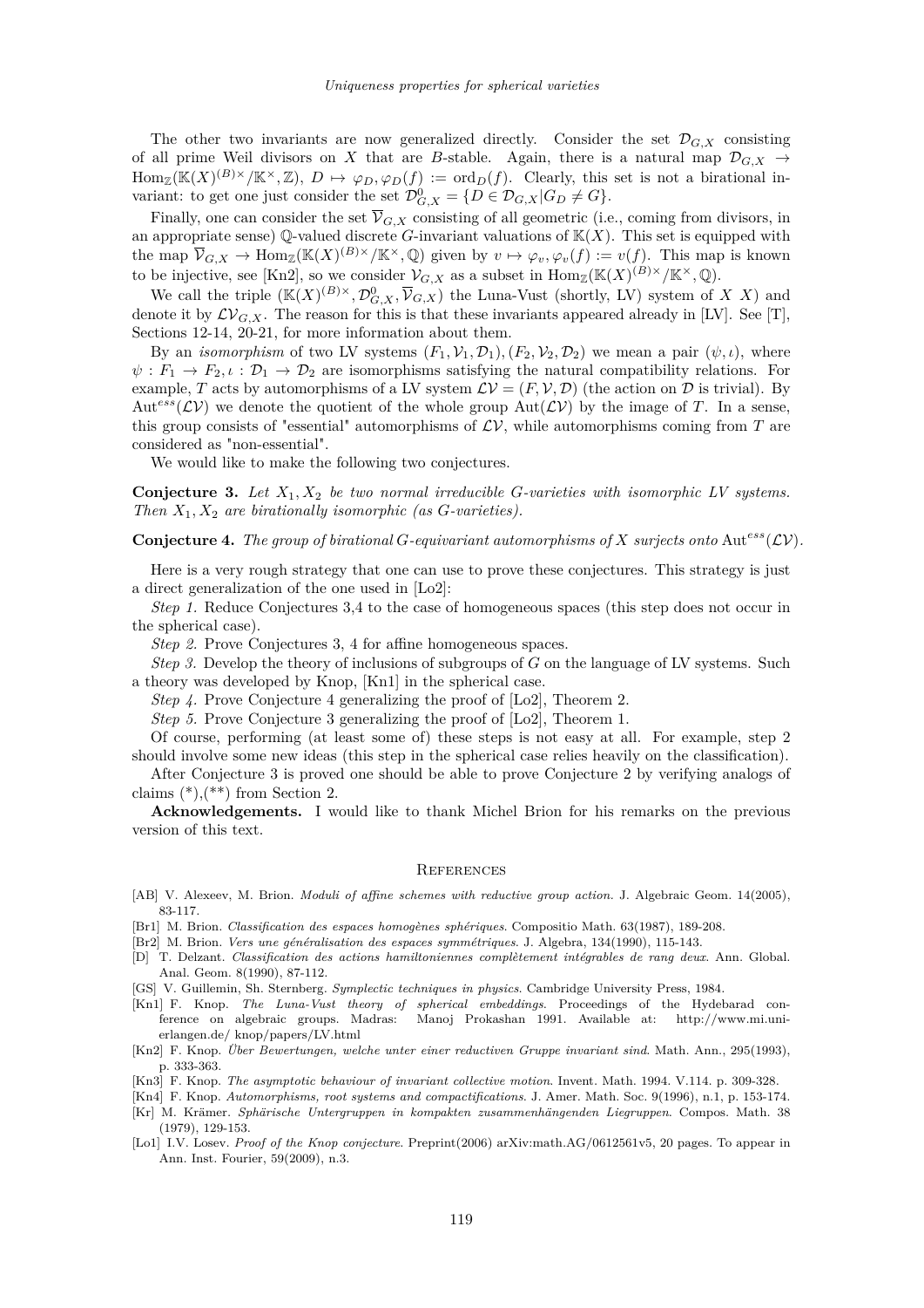The other two invariants are now generalized directly. Consider the set $\mathcal{D}_{G,X}$ consisting of all prime Weil divisors on $X$ that are $B$-stable. Again, there is a natural map $\mathcal{D}_{G,X} \to \operatorname{Hom}_{\mathbb{Z}}(\mathbb{K}(X)^{(B)\times}/\mathbb{K}^\times, \mathbb{Z})$, $D \mapsto \varphi_D, \varphi_D(f) := \operatorname{ord}_D(f)$. Clearly, this set is not a birational invariant: to get one just consider the set $\mathcal{D}^0_{G,X} = \{D \in \mathcal{D}_{G,X} | G_D \neq G\}$.

Finally, one can consider the set $\overline{\mathcal{V}}_{G,X}$ consisting of all geometric (i.e., coming from divisors, in an appropriate sense) $\mathbb{Q}$-valued discrete $G$-invariant valuations of $\mathbb{K}(X)$. This set is equipped with the map $\overline{\mathcal{V}}_{G,X} \to \operatorname{Hom}_{\mathbb{Z}}(\mathbb{K}(X)^{(B)\times}/\mathbb{K}^\times, \mathbb{Q})$ given by $v \mapsto \varphi_v, \varphi_v(f) := v(f)$. This map is known to be injective, see [Kn2], so we consider $\mathcal{V}_{G,X}$ as a subset in $\operatorname{Hom}_{\mathbb{Z}}(\mathbb{K}(X)^{(B)\times}/\mathbb{K}^\times, \mathbb{Q})$.

We call the triple $(\mathbb{K}(X)^{(B)\times}, \mathcal{D}^0_{G,X}, \overline{\mathcal{V}}_{G,X})$ the Luna-Vust (shortly, LV) system of $X$ $X)$ and denote it by $\mathcal{LV}_{G,X}$. The reason for this is that these invariants appeared already in [LV]. See [T], Sections 12-14, 20-21, for more information about them.

By an *isomorphism* of two LV systems $(F_1, \mathcal{V}_1, \mathcal{D}_1), (F_2, \mathcal{V}_2, \mathcal{D}_2)$ we mean a pair $(\psi, \iota)$, where $\psi : F_1 \to F_2, \iota : \mathcal{D}_1 \to \mathcal{D}_2$ are isomorphisms satisfying the natural compatibility relations. For example, $T$ acts by automorphisms of a LV system $\mathcal{LV} = (F, \mathcal{V}, \mathcal{D})$ (the action on $\mathcal{D}$ is trivial). By $\operatorname{Aut}^{ess}(\mathcal{LV})$ we denote the quotient of the whole group $\operatorname{Aut}(\mathcal{LV})$ by the image of $T$. In a sense, this group consists of "essential" automorphisms of $\mathcal{LV}$, while automorphisms coming from $T$ are considered as "non-essential".

We would like to make the following two conjectures.

**Conjecture 3.** *Let $X_1, X_2$ be two normal irreducible $G$-varieties with isomorphic LV systems. Then $X_1, X_2$ are birationally isomorphic (as $G$-varieties).*

**Conjecture 4.** *The group of birational $G$-equivariant automorphisms of $X$ surjects onto* $\operatorname{Aut}^{ess}(\mathcal{LV})$.

Here is a very rough strategy that one can use to prove these conjectures. This strategy is just a direct generalization of the one used in [Lo2]:

*Step 1.* Reduce Conjectures 3,4 to the case of homogeneous spaces (this step does not occur in the spherical case).

*Step 2.* Prove Conjectures 3, 4 for affine homogeneous spaces.

*Step 3.* Develop the theory of inclusions of subgroups of $G$ on the language of LV systems. Such a theory was developed by Knop, [Kn1] in the spherical case.

*Step 4.* Prove Conjecture 4 generalizing the proof of [Lo2], Theorem 2.

*Step 5.* Prove Conjecture 3 generalizing the proof of [Lo2], Theorem 1.

Of course, performing (at least some of) these steps is not easy at all. For example, step 2 should involve some new ideas (this step in the spherical case relies heavily on the classification).

After Conjecture 3 is proved one should be able to prove Conjecture 2 by verifying analogs of claims (*),(**) from Section 2.

**Acknowledgements.** I would like to thank Michel Brion for his remarks on the previous version of this text.

## References

[AB] V. Alexeev, M. Brion. *Moduli of affine schemes with reductive group action*. J. Algebraic Geom. 14(2005), 83-117.

[Br1] M. Brion. *Classification des espaces homogènes sphériques*. Compositio Math. 63(1987), 189-208.

[Br2] M. Brion. *Vers une généralisation des espaces symmétriques*. J. Algebra, 134(1990), 115-143.

[D] T. Delzant. *Classification des actions hamiltoniennes complètement intégrables de rang deux*. Ann. Global. Anal. Geom. 8(1990), 87-112.

[GS] V. Guillemin, Sh. Sternberg. *Symplectic techniques in physics*. Cambridge University Press, 1984.

[Kn1] F. Knop. *The Luna-Vust theory of spherical embeddings*. Proceedings of the Hydebarad conference on algebraic groups. Madras: Manoj Prokashan 1991. Available at: http://www.mi.uni-erlangen.de/ knop/papers/LV.html

[Kn2] F. Knop. *Über Bewertungen, welche unter einer reductiven Gruppe invariant sind*. Math. Ann., 295(1993), p. 333-363.

[Kn3] F. Knop. *The asymptotic behaviour of invariant collective motion*. Invent. Math. 1994. V.114. p. 309-328.

[Kn4] F. Knop. *Automorphisms, root systems and compactifications*. J. Amer. Math. Soc. 9(1996), n.1, p. 153-174.

[Kr] M. Krämer. *Sphärische Untergruppen in kompakten zusammenhängenden Liegruppen*. Compos. Math. 38 (1979), 129-153.

[Lo1] I.V. Losev. *Proof of the Knop conjecture*. Preprint(2006) arXiv:math.AG/0612561v5, 20 pages. To appear in Ann. Inst. Fourier, 59(2009), n.3.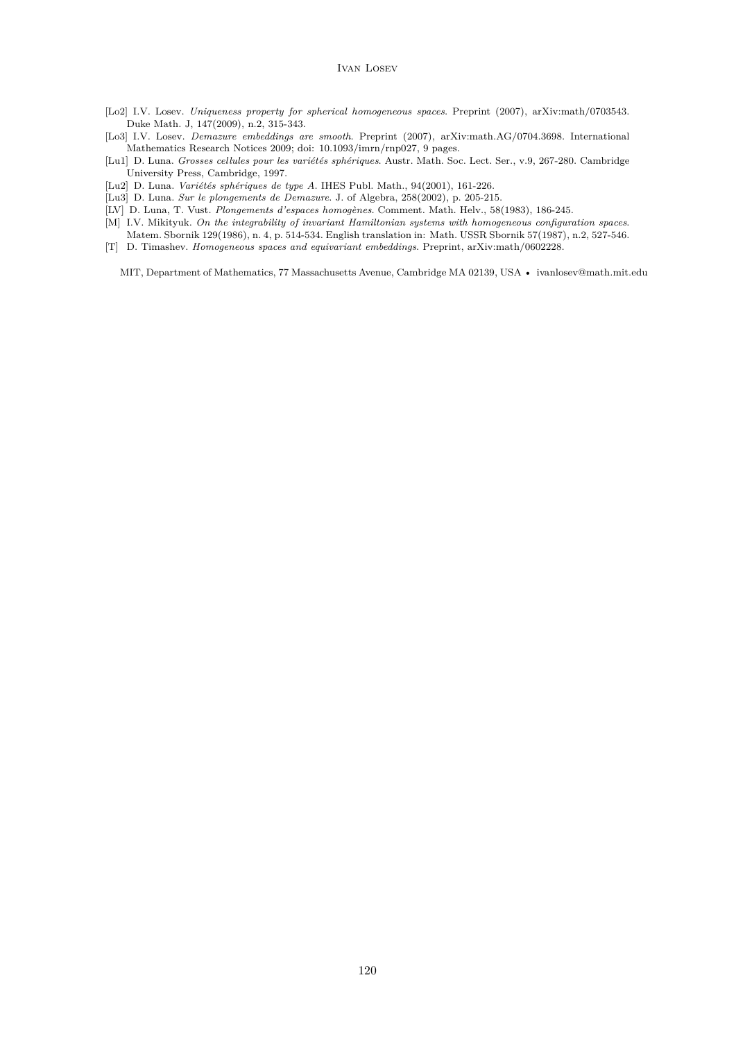[Lo2] I.V. Losev. *Uniqueness property for spherical homogeneous spaces*. Preprint (2007), arXiv:math/0703543. Duke Math. J, 147(2009), n.2, 315-343.

[Lo3] I.V. Losev. *Demazure embeddings are smooth*. Preprint (2007), arXiv:math.AG/0704.3698. International Mathematics Research Notices 2009; doi: 10.1093/imrn/rnp027, 9 pages.

[Lu1] D. Luna. *Grosses cellules pour les variétés sphériques*. Austr. Math. Soc. Lect. Ser., v.9, 267-280. Cambridge University Press, Cambridge, 1997.

[Lu2] D. Luna. *Variétés sphériques de type A*. IHES Publ. Math., 94(2001), 161-226.

[Lu3] D. Luna. *Sur le plongements de Demazure*. J. of Algebra, 258(2002), p. 205-215.

[LV] D. Luna, T. Vust. *Plongements d'espaces homogènes*. Comment. Math. Helv., 58(1983), 186-245.

[M] I.V. Mikityuk. *On the integrability of invariant Hamiltonian systems with homogeneous configuration spaces*. Matem. Sbornik 129(1986), n. 4, p. 514-534. English translation in: Math. USSR Sbornik 57(1987), n.2, 527-546.

[T] D. Timashev. *Homogeneous spaces and equivariant embeddings*. Preprint, arXiv:math/0602228.

MIT, Department of Mathematics, 77 Massachusetts Avenue, Cambridge MA 02139, USA • ivanlosev@math.mit.edu